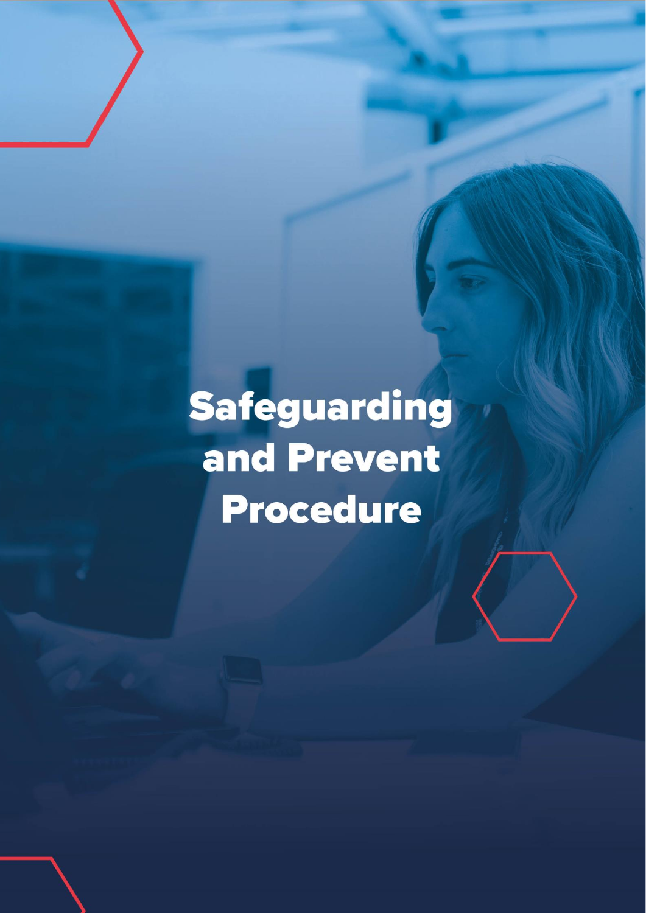# Safeguarding and Prevent Procedure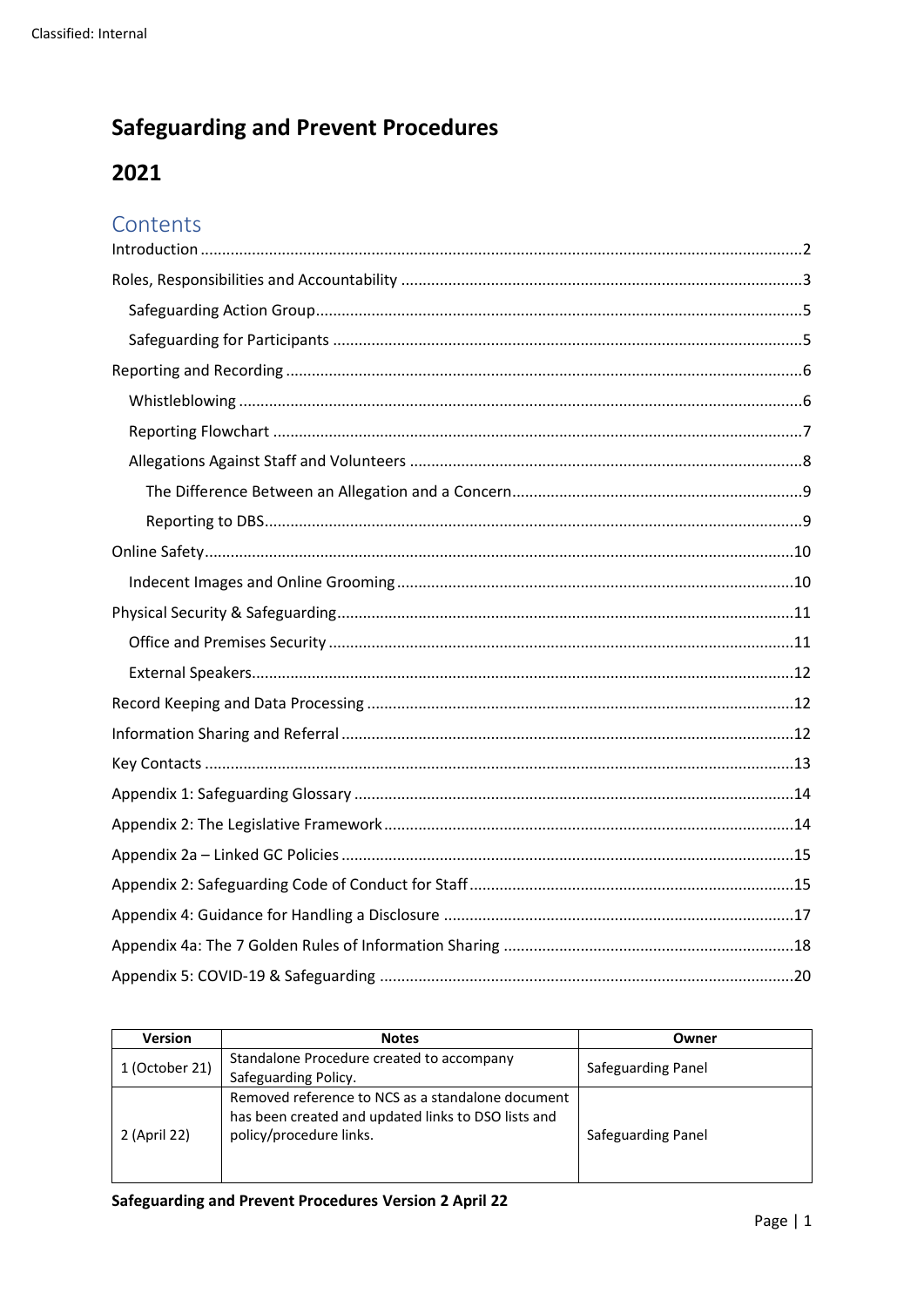Classified: Internal

# Safeguarding and Prevent Procedures

# 2021

## Contents

- Introduction ........ 2
- Roles, Responsibilities and Accountability ........ 3
  - Safeguarding Action Group ........ 5
  - Safeguarding for Participants ........ 5
- Reporting and Recording ........ 6
  - Whistleblowing ........ 6
  - Reporting Flowchart ........ 7
  - Allegations Against Staff and Volunteers ........ 8
    - The Difference Between an Allegation and a Concern ........ 9
    - Reporting to DBS ........ 9
- Online Safety ........ 10
  - Indecent Images and Online Grooming ........ 10
- Physical Security & Safeguarding ........ 11
  - Office and Premises Security ........ 11
  - External Speakers ........ 12
- Record Keeping and Data Processing ........ 12
- Information Sharing and Referral ........ 12
- Key Contacts ........ 13
- Appendix 1: Safeguarding Glossary ........ 14
- Appendix 2: The Legislative Framework ........ 14
- Appendix 2a – Linked GC Policies ........ 15
- Appendix 2: Safeguarding Code of Conduct for Staff ........ 15
- Appendix 4: Guidance for Handling a Disclosure ........ 17
- Appendix 4a: The 7 Golden Rules of Information Sharing ........ 18
- Appendix 5: COVID-19 & Safeguarding ........ 20

| Version | Notes | Owner |
|---|---|---|
| 1 (October 21) | Standalone Procedure created to accompany Safeguarding Policy. | Safeguarding Panel |
| 2 (April 22) | Removed reference to NCS as a standalone document has been created and updated links to DSO lists and policy/procedure links. | Safeguarding Panel |

**Safeguarding and Prevent Procedures Version 2 April 22**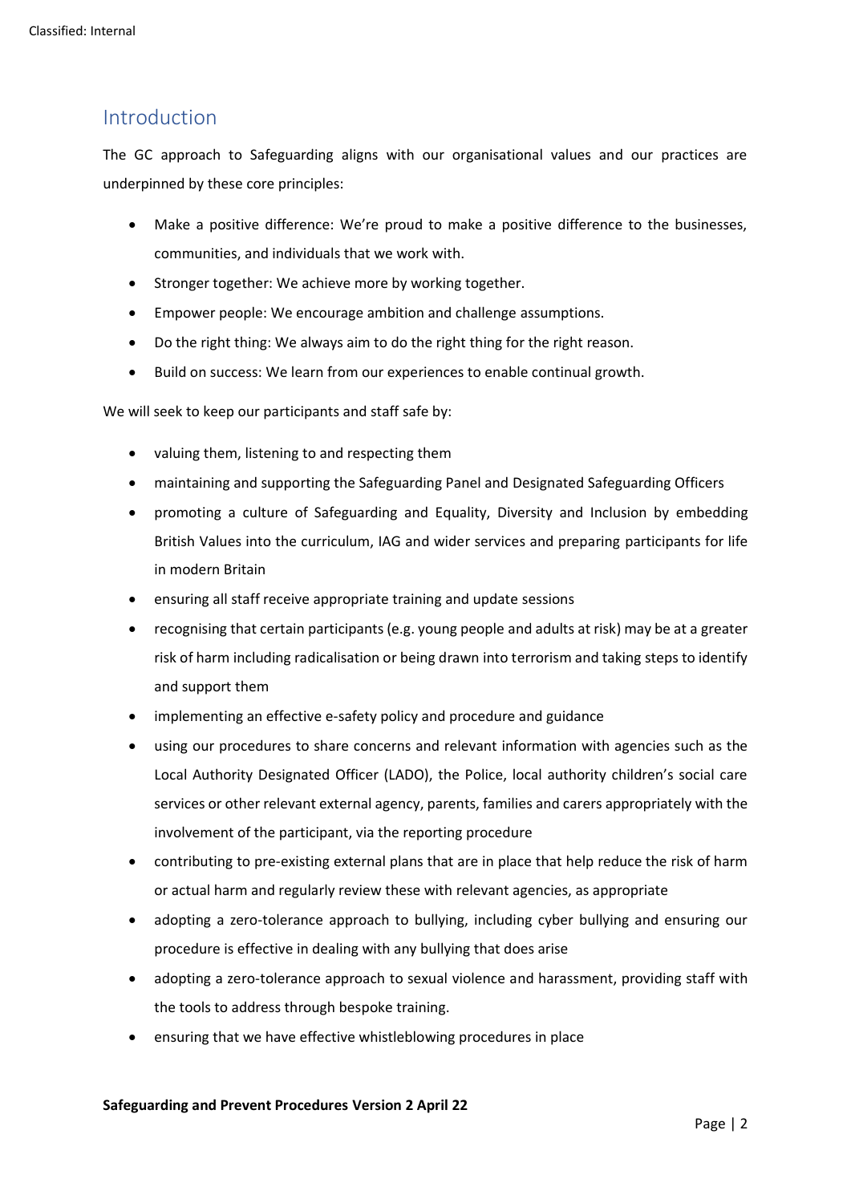## Introduction

The GC approach to Safeguarding aligns with our organisational values and our practices are underpinned by these core principles:

- Make a positive difference: We're proud to make a positive difference to the businesses, communities, and individuals that we work with.
- Stronger together: We achieve more by working together.
- Empower people: We encourage ambition and challenge assumptions.
- Do the right thing: We always aim to do the right thing for the right reason.
- Build on success: We learn from our experiences to enable continual growth.

We will seek to keep our participants and staff safe by:

- valuing them, listening to and respecting them
- maintaining and supporting the Safeguarding Panel and Designated Safeguarding Officers
- promoting a culture of Safeguarding and Equality, Diversity and Inclusion by embedding British Values into the curriculum, IAG and wider services and preparing participants for life in modern Britain
- ensuring all staff receive appropriate training and update sessions
- recognising that certain participants (e.g. young people and adults at risk) may be at a greater risk of harm including radicalisation or being drawn into terrorism and taking steps to identify and support them
- implementing an effective e-safety policy and procedure and guidance
- using our procedures to share concerns and relevant information with agencies such as the Local Authority Designated Officer (LADO), the Police, local authority children's social care services or other relevant external agency, parents, families and carers appropriately with the involvement of the participant, via the reporting procedure
- contributing to pre-existing external plans that are in place that help reduce the risk of harm or actual harm and regularly review these with relevant agencies, as appropriate
- adopting a zero-tolerance approach to bullying, including cyber bullying and ensuring our procedure is effective in dealing with any bullying that does arise
- adopting a zero-tolerance approach to sexual violence and harassment, providing staff with the tools to address through bespoke training.
- ensuring that we have effective whistleblowing procedures in place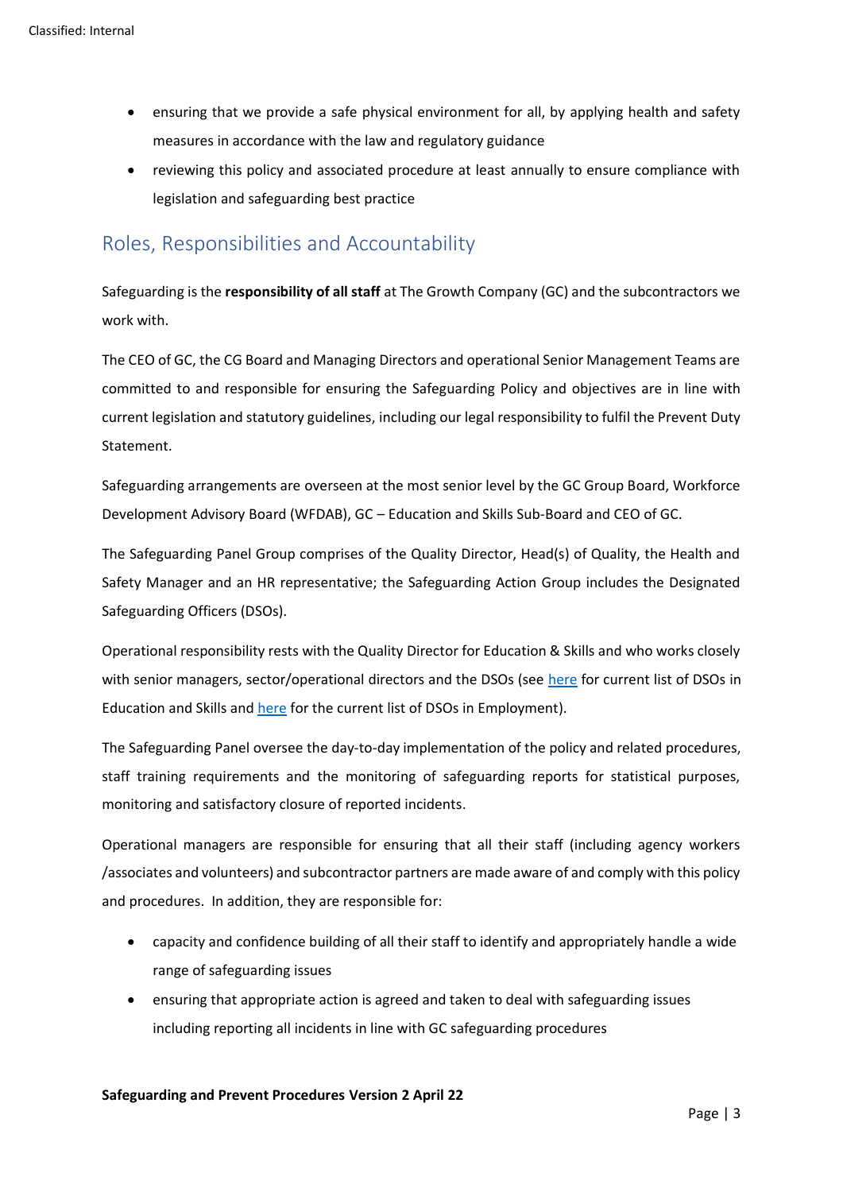- ensuring that we provide a safe physical environment for all, by applying health and safety measures in accordance with the law and regulatory guidance
- reviewing this policy and associated procedure at least annually to ensure compliance with legislation and safeguarding best practice

## Roles, Responsibilities and Accountability

Safeguarding is the **responsibility of all staff** at The Growth Company (GC) and the subcontractors we work with.

The CEO of GC, the CG Board and Managing Directors and operational Senior Management Teams are committed to and responsible for ensuring the Safeguarding Policy and objectives are in line with current legislation and statutory guidelines, including our legal responsibility to fulfil the Prevent Duty Statement.

Safeguarding arrangements are overseen at the most senior level by the GC Group Board, Workforce Development Advisory Board (WFDAB), GC – Education and Skills Sub-Board and CEO of GC.

The Safeguarding Panel Group comprises of the Quality Director, Head(s) of Quality, the Health and Safety Manager and an HR representative; the Safeguarding Action Group includes the Designated Safeguarding Officers (DSOs).

Operational responsibility rests with the Quality Director for Education & Skills and who works closely with senior managers, sector/operational directors and the DSOs (see here for current list of DSOs in Education and Skills and here for the current list of DSOs in Employment).

The Safeguarding Panel oversee the day-to-day implementation of the policy and related procedures, staff training requirements and the monitoring of safeguarding reports for statistical purposes, monitoring and satisfactory closure of reported incidents.

Operational managers are responsible for ensuring that all their staff (including agency workers /associates and volunteers) and subcontractor partners are made aware of and comply with this policy and procedures. In addition, they are responsible for:

- capacity and confidence building of all their staff to identify and appropriately handle a wide range of safeguarding issues
- ensuring that appropriate action is agreed and taken to deal with safeguarding issues including reporting all incidents in line with GC safeguarding procedures

**Safeguarding and Prevent Procedures Version 2 April 22**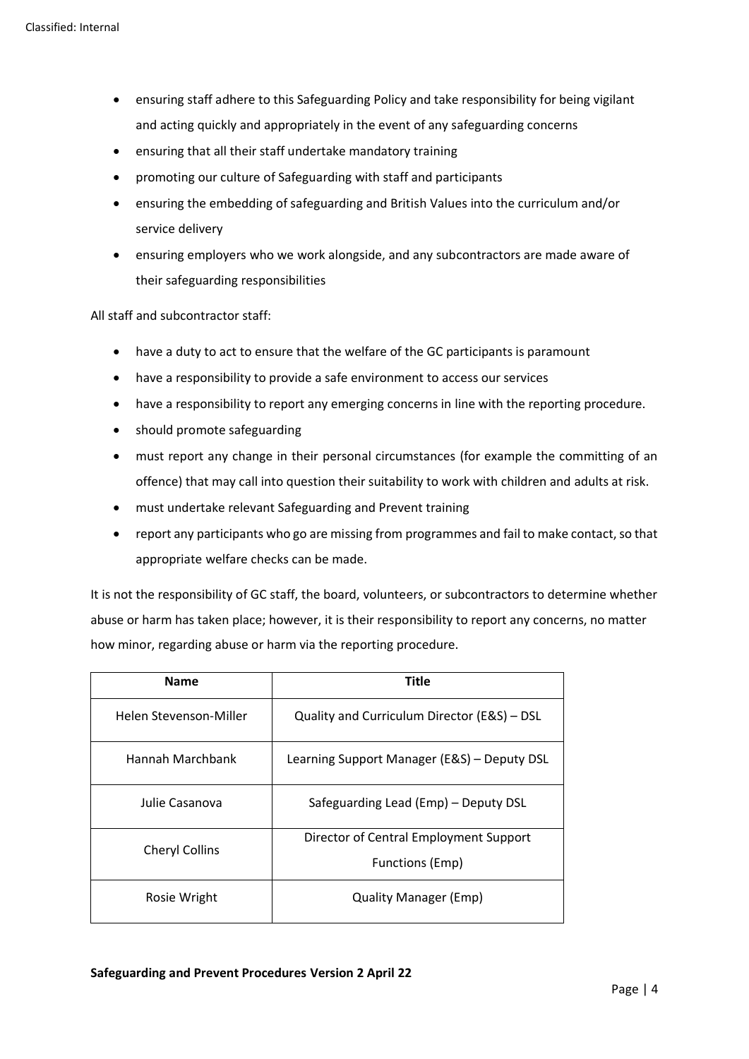- ensuring staff adhere to this Safeguarding Policy and take responsibility for being vigilant and acting quickly and appropriately in the event of any safeguarding concerns
- ensuring that all their staff undertake mandatory training
- promoting our culture of Safeguarding with staff and participants
- ensuring the embedding of safeguarding and British Values into the curriculum and/or service delivery
- ensuring employers who we work alongside, and any subcontractors are made aware of their safeguarding responsibilities

All staff and subcontractor staff:

- have a duty to act to ensure that the welfare of the GC participants is paramount
- have a responsibility to provide a safe environment to access our services
- have a responsibility to report any emerging concerns in line with the reporting procedure.
- should promote safeguarding
- must report any change in their personal circumstances (for example the committing of an offence) that may call into question their suitability to work with children and adults at risk.
- must undertake relevant Safeguarding and Prevent training
- report any participants who go are missing from programmes and fail to make contact, so that appropriate welfare checks can be made.

It is not the responsibility of GC staff, the board, volunteers, or subcontractors to determine whether abuse or harm has taken place; however, it is their responsibility to report any concerns, no matter how minor, regarding abuse or harm via the reporting procedure.

| Name | Title |
|---|---|
| Helen Stevenson-Miller | Quality and Curriculum Director (E&S) – DSL |
| Hannah Marchbank | Learning Support Manager (E&S) – Deputy DSL |
| Julie Casanova | Safeguarding Lead (Emp) – Deputy DSL |
| Cheryl Collins | Director of Central Employment Support Functions (Emp) |
| Rosie Wright | Quality Manager (Emp) |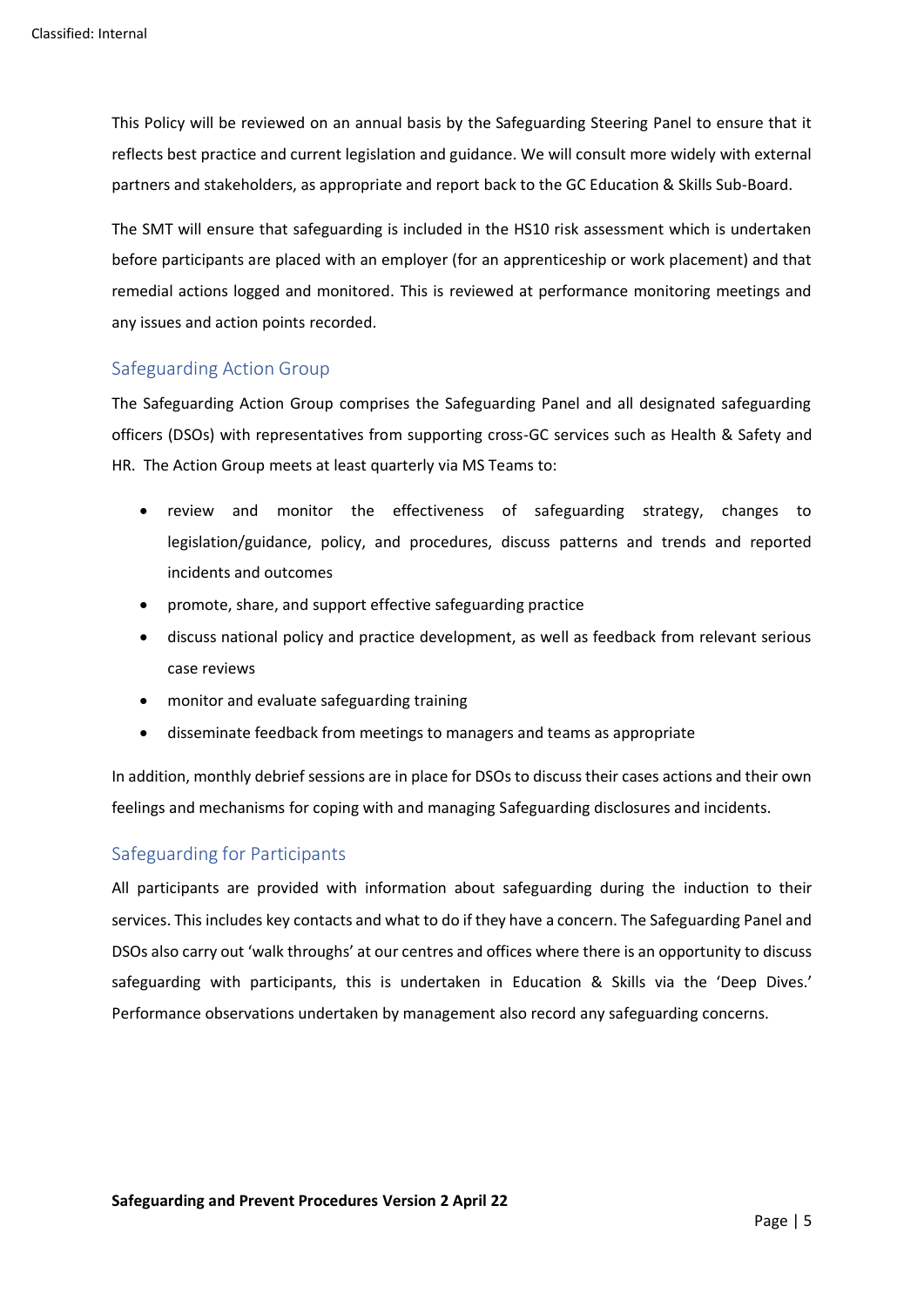This Policy will be reviewed on an annual basis by the Safeguarding Steering Panel to ensure that it reflects best practice and current legislation and guidance. We will consult more widely with external partners and stakeholders, as appropriate and report back to the GC Education & Skills Sub-Board.

The SMT will ensure that safeguarding is included in the HS10 risk assessment which is undertaken before participants are placed with an employer (for an apprenticeship or work placement) and that remedial actions logged and monitored. This is reviewed at performance monitoring meetings and any issues and action points recorded.

## Safeguarding Action Group

The Safeguarding Action Group comprises the Safeguarding Panel and all designated safeguarding officers (DSOs) with representatives from supporting cross-GC services such as Health & Safety and HR. The Action Group meets at least quarterly via MS Teams to:

- review and monitor the effectiveness of safeguarding strategy, changes to legislation/guidance, policy, and procedures, discuss patterns and trends and reported incidents and outcomes
- promote, share, and support effective safeguarding practice
- discuss national policy and practice development, as well as feedback from relevant serious case reviews
- monitor and evaluate safeguarding training
- disseminate feedback from meetings to managers and teams as appropriate

In addition, monthly debrief sessions are in place for DSOs to discuss their cases actions and their own feelings and mechanisms for coping with and managing Safeguarding disclosures and incidents.

## Safeguarding for Participants

All participants are provided with information about safeguarding during the induction to their services. This includes key contacts and what to do if they have a concern. The Safeguarding Panel and DSOs also carry out 'walk throughs' at our centres and offices where there is an opportunity to discuss safeguarding with participants, this is undertaken in Education & Skills via the 'Deep Dives.' Performance observations undertaken by management also record any safeguarding concerns.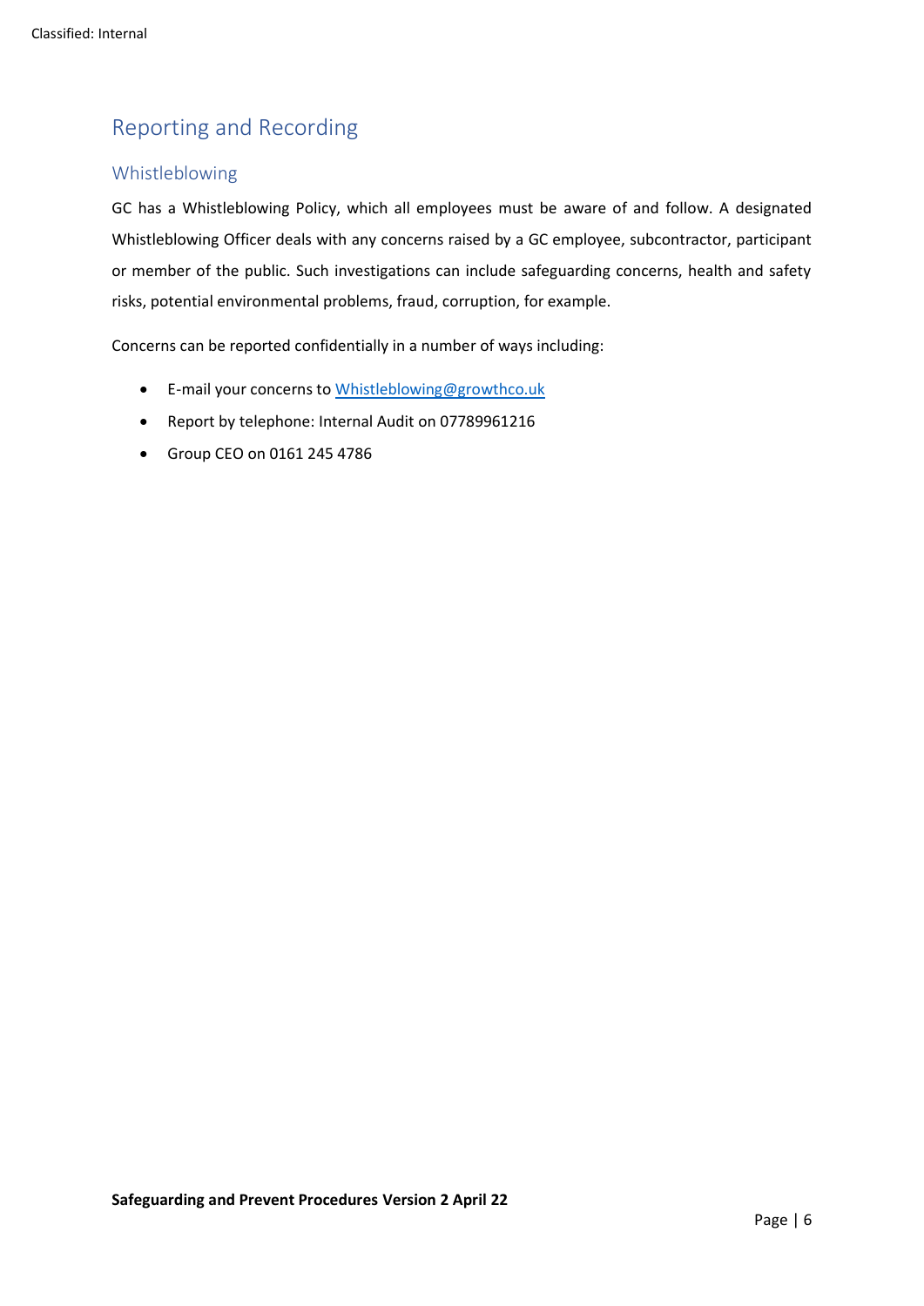## Reporting and Recording

### Whistleblowing

GC has a Whistleblowing Policy, which all employees must be aware of and follow. A designated Whistleblowing Officer deals with any concerns raised by a GC employee, subcontractor, participant or member of the public. Such investigations can include safeguarding concerns, health and safety risks, potential environmental problems, fraud, corruption, for example.

Concerns can be reported confidentially in a number of ways including:

- E-mail your concerns to Whistleblowing@growthco.uk
- Report by telephone: Internal Audit on 07789961216
- Group CEO on 0161 245 4786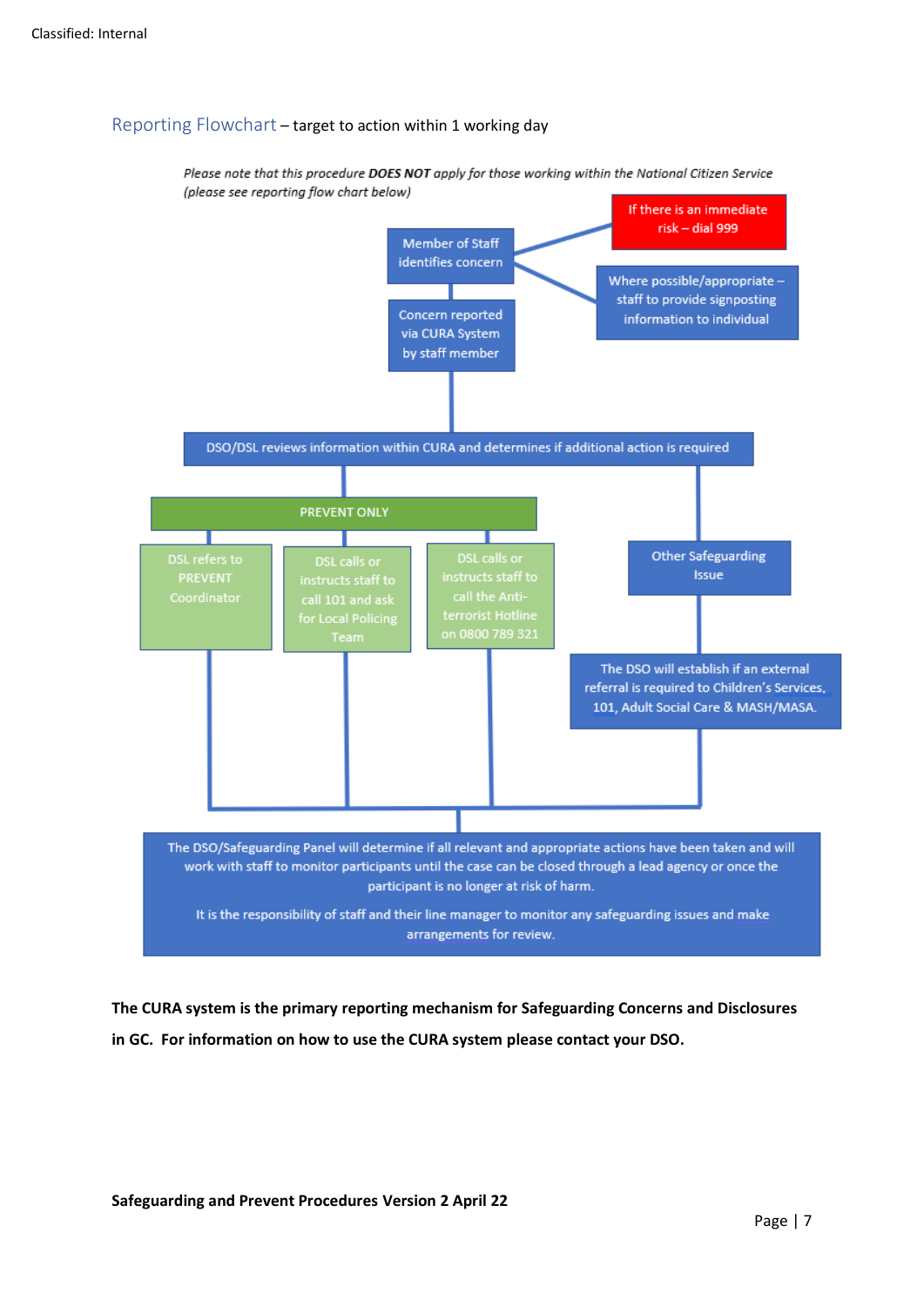## Reporting Flowchart – target to action within 1 working day

*Please note that this procedure **DOES NOT** apply for those working within the National Citizen Service (please see reporting flow chart below)*

Member of Staff identifies concern

If there is an immediate risk – dial 999

Where possible/appropriate – staff to provide signposting information to individual

Concern reported via CURA System by staff member

DSO/DSL reviews information within CURA and determines if additional action is required

PREVENT ONLY

DSL refers to PREVENT Coordinator

DSL calls or instructs staff to call 101 and ask for Local Policing Team

DSL calls or instructs staff to call the Anti-terrorist Hotline on 0800 789 321

Other Safeguarding Issue

The DSO will establish if an external referral is required to Children's Services, 101, Adult Social Care & MASH/MASA.

The DSO/Safeguarding Panel will determine if all relevant and appropriate actions have been taken and will work with staff to monitor participants until the case can be closed through a lead agency or once the participant is no longer at risk of harm.

It is the responsibility of staff and their line manager to monitor any safeguarding issues and make arrangements for review.

**The CURA system is the primary reporting mechanism for Safeguarding Concerns and Disclosures in GC. For information on how to use the CURA system please contact your DSO.**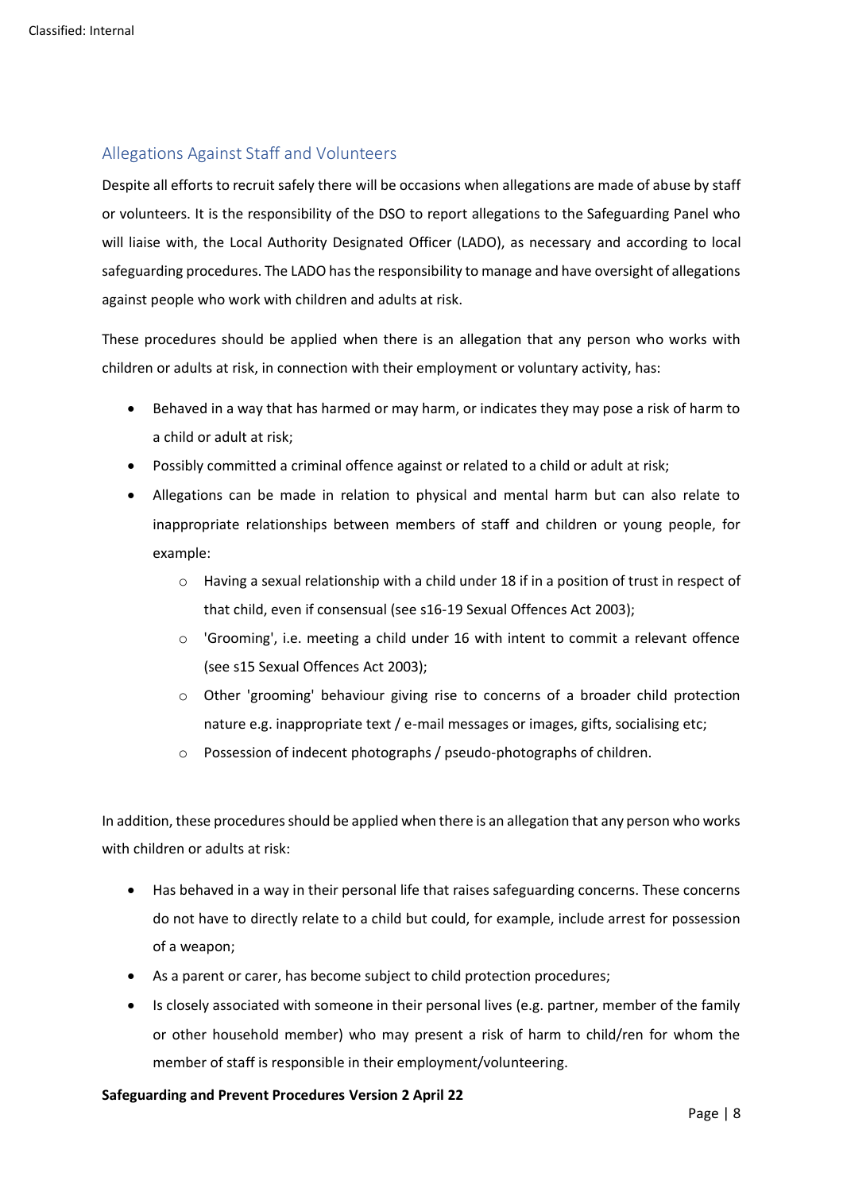## Allegations Against Staff and Volunteers

Despite all efforts to recruit safely there will be occasions when allegations are made of abuse by staff or volunteers. It is the responsibility of the DSO to report allegations to the Safeguarding Panel who will liaise with, the Local Authority Designated Officer (LADO), as necessary and according to local safeguarding procedures. The LADO has the responsibility to manage and have oversight of allegations against people who work with children and adults at risk.

These procedures should be applied when there is an allegation that any person who works with children or adults at risk, in connection with their employment or voluntary activity, has:

- Behaved in a way that has harmed or may harm, or indicates they may pose a risk of harm to a child or adult at risk;
- Possibly committed a criminal offence against or related to a child or adult at risk;
- Allegations can be made in relation to physical and mental harm but can also relate to inappropriate relationships between members of staff and children or young people, for example:
  - Having a sexual relationship with a child under 18 if in a position of trust in respect of that child, even if consensual (see s16-19 Sexual Offences Act 2003);
  - 'Grooming', i.e. meeting a child under 16 with intent to commit a relevant offence (see s15 Sexual Offences Act 2003);
  - Other 'grooming' behaviour giving rise to concerns of a broader child protection nature e.g. inappropriate text / e-mail messages or images, gifts, socialising etc;
  - Possession of indecent photographs / pseudo-photographs of children.

In addition, these procedures should be applied when there is an allegation that any person who works with children or adults at risk:

- Has behaved in a way in their personal life that raises safeguarding concerns. These concerns do not have to directly relate to a child but could, for example, include arrest for possession of a weapon;
- As a parent or carer, has become subject to child protection procedures;
- Is closely associated with someone in their personal lives (e.g. partner, member of the family or other household member) who may present a risk of harm to child/ren for whom the member of staff is responsible in their employment/volunteering.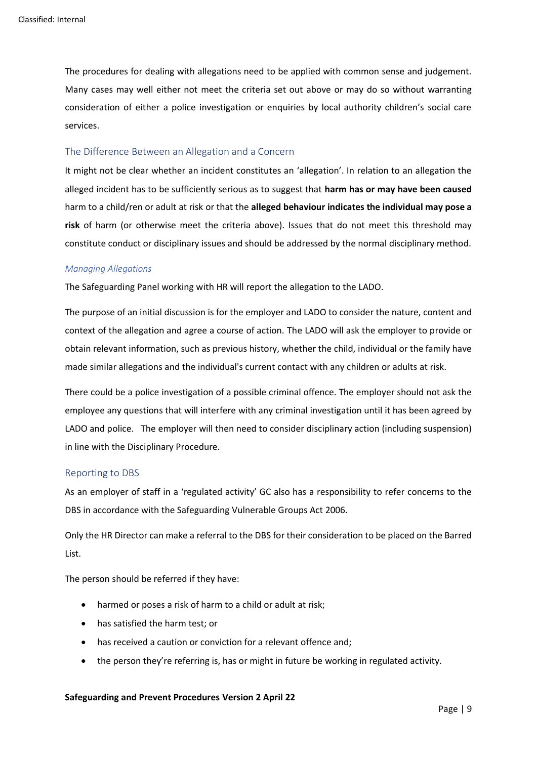The procedures for dealing with allegations need to be applied with common sense and judgement. Many cases may well either not meet the criteria set out above or may do so without warranting consideration of either a police investigation or enquiries by local authority children's social care services.

## The Difference Between an Allegation and a Concern

It might not be clear whether an incident constitutes an 'allegation'. In relation to an allegation the alleged incident has to be sufficiently serious as to suggest that **harm has or may have been caused** harm to a child/ren or adult at risk or that the **alleged behaviour indicates the individual may pose a risk** of harm (or otherwise meet the criteria above). Issues that do not meet this threshold may constitute conduct or disciplinary issues and should be addressed by the normal disciplinary method.

### *Managing Allegations*

The Safeguarding Panel working with HR will report the allegation to the LADO.

The purpose of an initial discussion is for the employer and LADO to consider the nature, content and context of the allegation and agree a course of action. The LADO will ask the employer to provide or obtain relevant information, such as previous history, whether the child, individual or the family have made similar allegations and the individual's current contact with any children or adults at risk.

There could be a police investigation of a possible criminal offence. The employer should not ask the employee any questions that will interfere with any criminal investigation until it has been agreed by LADO and police. The employer will then need to consider disciplinary action (including suspension) in line with the Disciplinary Procedure.

## Reporting to DBS

As an employer of staff in a 'regulated activity' GC also has a responsibility to refer concerns to the DBS in accordance with the Safeguarding Vulnerable Groups Act 2006.

Only the HR Director can make a referral to the DBS for their consideration to be placed on the Barred List.

The person should be referred if they have:

- harmed or poses a risk of harm to a child or adult at risk;
- has satisfied the harm test; or
- has received a caution or conviction for a relevant offence and;
- the person they're referring is, has or might in future be working in regulated activity.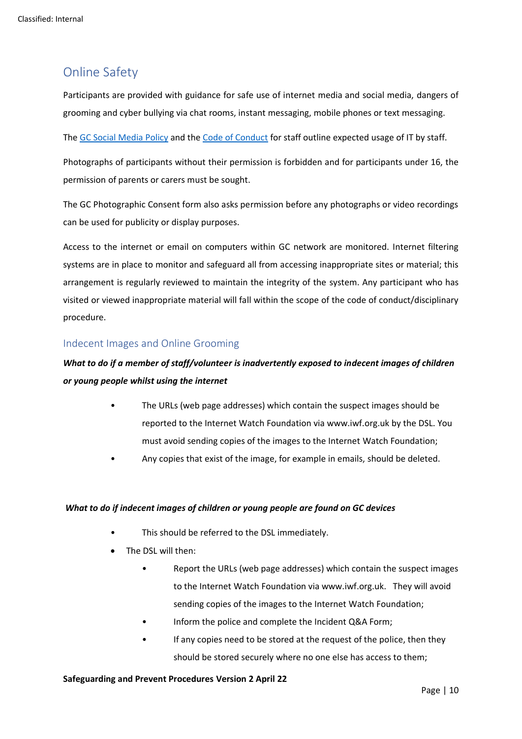## Online Safety

Participants are provided with guidance for safe use of internet media and social media, dangers of grooming and cyber bullying via chat rooms, instant messaging, mobile phones or text messaging.

The GC Social Media Policy and the Code of Conduct for staff outline expected usage of IT by staff.

Photographs of participants without their permission is forbidden and for participants under 16, the permission of parents or carers must be sought.

The GC Photographic Consent form also asks permission before any photographs or video recordings can be used for publicity or display purposes.

Access to the internet or email on computers within GC network are monitored. Internet filtering systems are in place to monitor and safeguard all from accessing inappropriate sites or material; this arrangement is regularly reviewed to maintain the integrity of the system. Any participant who has visited or viewed inappropriate material will fall within the scope of the code of conduct/disciplinary procedure.

### Indecent Images and Online Grooming

***What to do if a member of staff/volunteer is inadvertently exposed to indecent images of children or young people whilst using the internet***

- The URLs (web page addresses) which contain the suspect images should be reported to the Internet Watch Foundation via www.iwf.org.uk by the DSL. You must avoid sending copies of the images to the Internet Watch Foundation;
- Any copies that exist of the image, for example in emails, should be deleted.

***What to do if indecent images of children or young people are found on GC devices***

- This should be referred to the DSL immediately.
- The DSL will then:
  - Report the URLs (web page addresses) which contain the suspect images to the Internet Watch Foundation via www.iwf.org.uk. They will avoid sending copies of the images to the Internet Watch Foundation;
  - Inform the police and complete the Incident Q&A Form;
  - If any copies need to be stored at the request of the police, then they should be stored securely where no one else has access to them;

**Safeguarding and Prevent Procedures Version 2 April 22**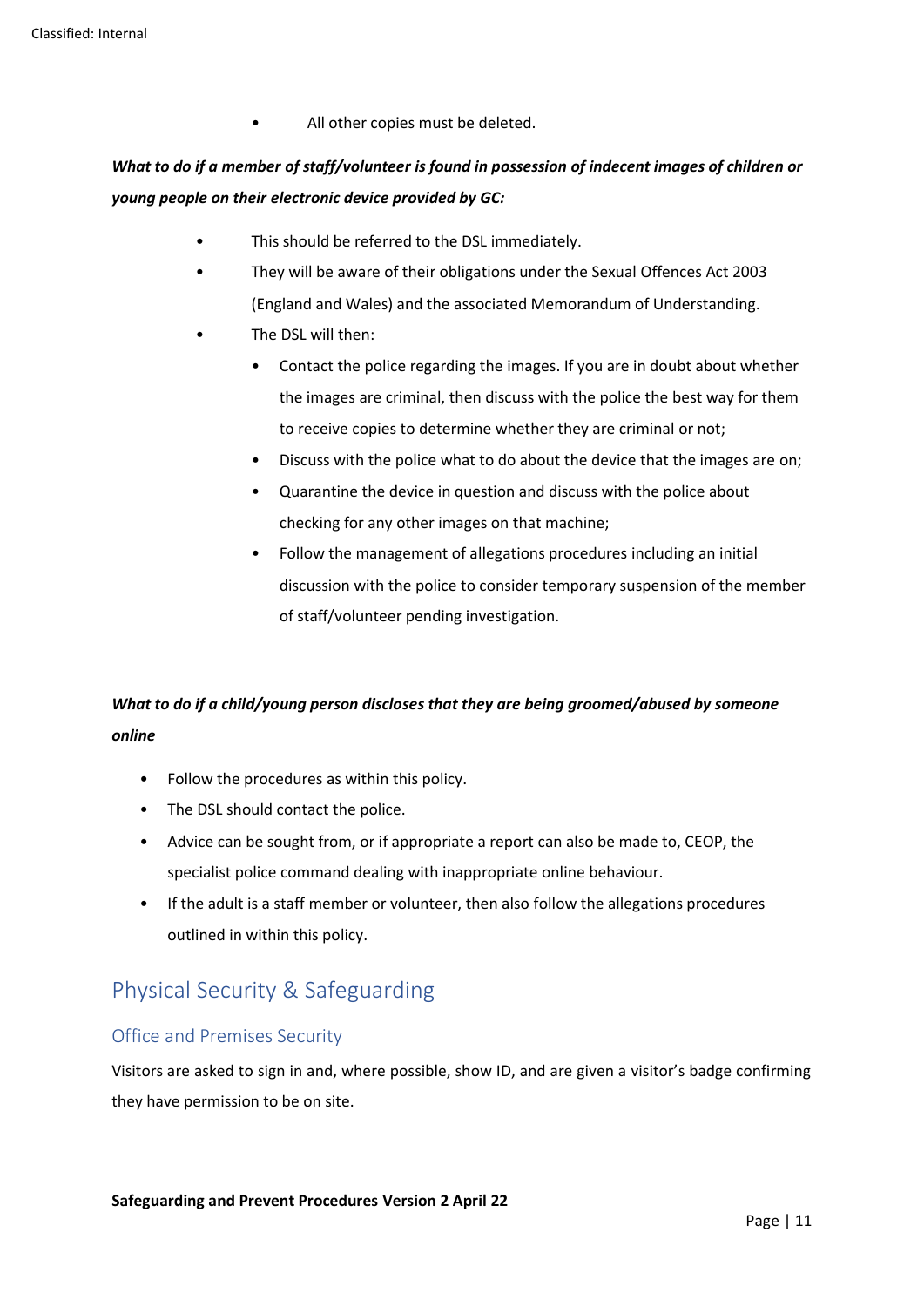- All other copies must be deleted.

***What to do if a member of staff/volunteer is found in possession of indecent images of children or young people on their electronic device provided by GC:***

- This should be referred to the DSL immediately.
- They will be aware of their obligations under the Sexual Offences Act 2003 (England and Wales) and the associated Memorandum of Understanding.
- The DSL will then:
  - Contact the police regarding the images. If you are in doubt about whether the images are criminal, then discuss with the police the best way for them to receive copies to determine whether they are criminal or not;
  - Discuss with the police what to do about the device that the images are on;
  - Quarantine the device in question and discuss with the police about checking for any other images on that machine;
  - Follow the management of allegations procedures including an initial discussion with the police to consider temporary suspension of the member of staff/volunteer pending investigation.

***What to do if a child/young person discloses that they are being groomed/abused by someone online***

- Follow the procedures as within this policy.
- The DSL should contact the police.
- Advice can be sought from, or if appropriate a report can also be made to, CEOP, the specialist police command dealing with inappropriate online behaviour.
- If the adult is a staff member or volunteer, then also follow the allegations procedures outlined in within this policy.

## Physical Security & Safeguarding

### Office and Premises Security

Visitors are asked to sign in and, where possible, show ID, and are given a visitor's badge confirming they have permission to be on site.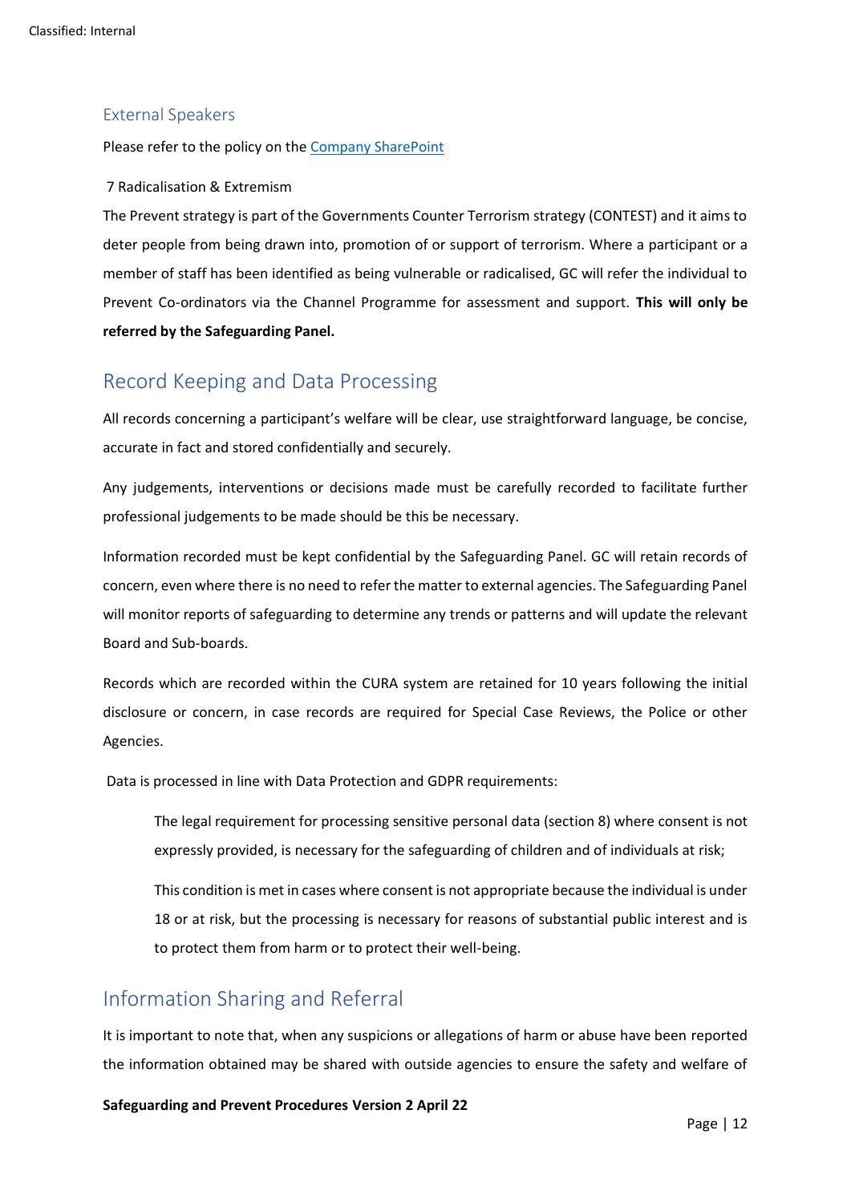## External Speakers

Please refer to the policy on the [Company SharePoint]()

7 Radicalisation & Extremism

The Prevent strategy is part of the Governments Counter Terrorism strategy (CONTEST) and it aims to deter people from being drawn into, promotion of or support of terrorism. Where a participant or a member of staff has been identified as being vulnerable or radicalised, GC will refer the individual to Prevent Co-ordinators via the Channel Programme for assessment and support. **This will only be referred by the Safeguarding Panel.**

## Record Keeping and Data Processing

All records concerning a participant's welfare will be clear, use straightforward language, be concise, accurate in fact and stored confidentially and securely.

Any judgements, interventions or decisions made must be carefully recorded to facilitate further professional judgements to be made should be this be necessary.

Information recorded must be kept confidential by the Safeguarding Panel. GC will retain records of concern, even where there is no need to refer the matter to external agencies. The Safeguarding Panel will monitor reports of safeguarding to determine any trends or patterns and will update the relevant Board and Sub-boards.

Records which are recorded within the CURA system are retained for 10 years following the initial disclosure or concern, in case records are required for Special Case Reviews, the Police or other Agencies.

Data is processed in line with Data Protection and GDPR requirements:

> The legal requirement for processing sensitive personal data (section 8) where consent is not expressly provided, is necessary for the safeguarding of children and of individuals at risk;
>
> This condition is met in cases where consent is not appropriate because the individual is under 18 or at risk, but the processing is necessary for reasons of substantial public interest and is to protect them from harm or to protect their well-being.

## Information Sharing and Referral

It is important to note that, when any suspicions or allegations of harm or abuse have been reported the information obtained may be shared with outside agencies to ensure the safety and welfare of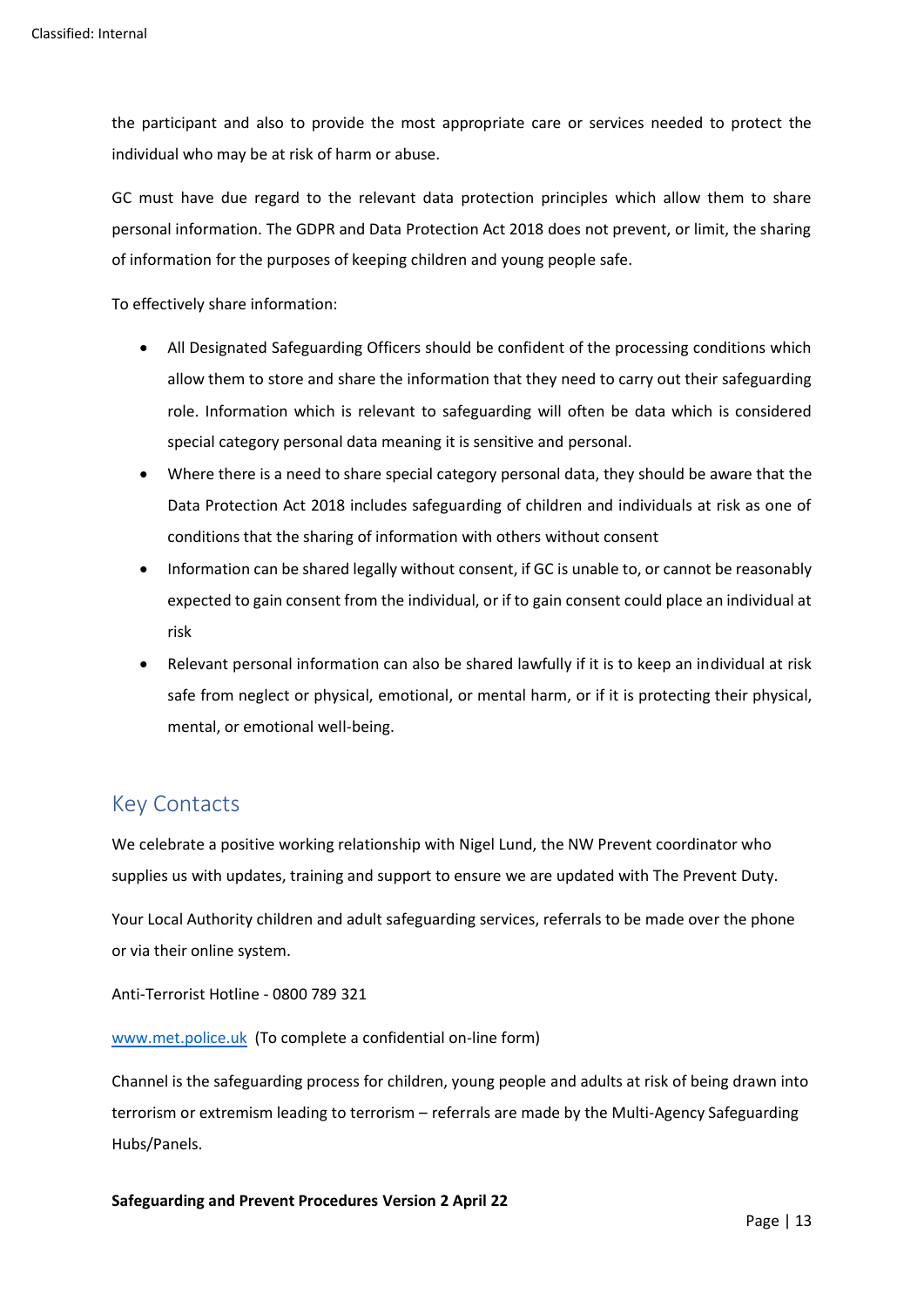the participant and also to provide the most appropriate care or services needed to protect the individual who may be at risk of harm or abuse.

GC must have due regard to the relevant data protection principles which allow them to share personal information. The GDPR and Data Protection Act 2018 does not prevent, or limit, the sharing of information for the purposes of keeping children and young people safe.

To effectively share information:

- All Designated Safeguarding Officers should be confident of the processing conditions which allow them to store and share the information that they need to carry out their safeguarding role. Information which is relevant to safeguarding will often be data which is considered special category personal data meaning it is sensitive and personal.
- Where there is a need to share special category personal data, they should be aware that the Data Protection Act 2018 includes safeguarding of children and individuals at risk as one of conditions that the sharing of information with others without consent
- Information can be shared legally without consent, if GC is unable to, or cannot be reasonably expected to gain consent from the individual, or if to gain consent could place an individual at risk
- Relevant personal information can also be shared lawfully if it is to keep an individual at risk safe from neglect or physical, emotional, or mental harm, or if it is protecting their physical, mental, or emotional well-being.

## Key Contacts

We celebrate a positive working relationship with Nigel Lund, the NW Prevent coordinator who supplies us with updates, training and support to ensure we are updated with The Prevent Duty.

Your Local Authority children and adult safeguarding services, referrals to be made over the phone or via their online system.

Anti-Terrorist Hotline - 0800 789 321

[www.met.police.uk](http://www.met.police.uk) (To complete a confidential on-line form)

Channel is the safeguarding process for children, young people and adults at risk of being drawn into terrorism or extremism leading to terrorism – referrals are made by the Multi-Agency Safeguarding Hubs/Panels.

**Safeguarding and Prevent Procedures Version 2 April 22**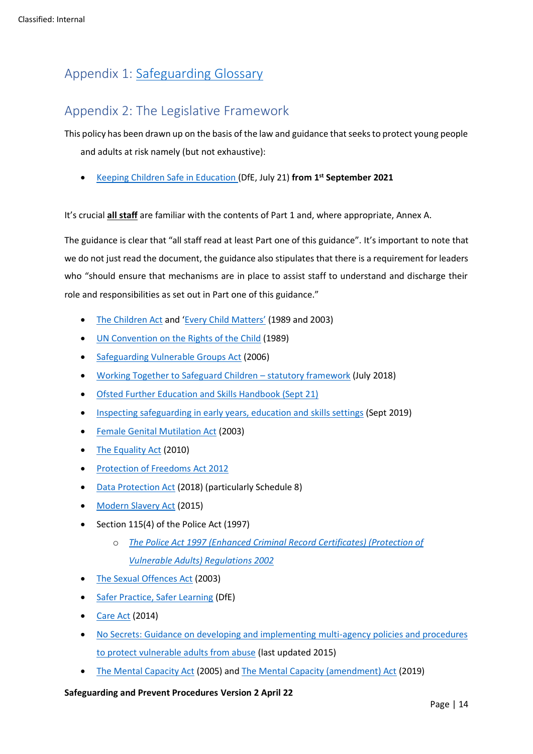## Appendix 1: Safeguarding Glossary

## Appendix 2: The Legislative Framework

This policy has been drawn up on the basis of the law and guidance that seeks to protect young people and adults at risk namely (but not exhaustive):

- Keeping Children Safe in Education (DfE, July 21) **from 1st September 2021**

It's crucial **all staff** are familiar with the contents of Part 1 and, where appropriate, Annex A.

The guidance is clear that "all staff read at least Part one of this guidance". It's important to note that we do not just read the document, the guidance also stipulates that there is a requirement for leaders who "should ensure that mechanisms are in place to assist staff to understand and discharge their role and responsibilities as set out in Part one of this guidance."

- The Children Act and 'Every Child Matters' (1989 and 2003)
- UN Convention on the Rights of the Child (1989)
- Safeguarding Vulnerable Groups Act (2006)
- Working Together to Safeguard Children – statutory framework (July 2018)
- Ofsted Further Education and Skills Handbook (Sept 21)
- Inspecting safeguarding in early years, education and skills settings (Sept 2019)
- Female Genital Mutilation Act (2003)
- The Equality Act (2010)
- Protection of Freedoms Act 2012
- Data Protection Act (2018) (particularly Schedule 8)
- Modern Slavery Act (2015)
- Section 115(4) of the Police Act (1997)
  - *The Police Act 1997 (Enhanced Criminal Record Certificates) (Protection of Vulnerable Adults) Regulations 2002*
- The Sexual Offences Act (2003)
- Safer Practice, Safer Learning (DfE)
- Care Act (2014)
- No Secrets: Guidance on developing and implementing multi-agency policies and procedures to protect vulnerable adults from abuse (last updated 2015)
- The Mental Capacity Act (2005) and The Mental Capacity (amendment) Act (2019)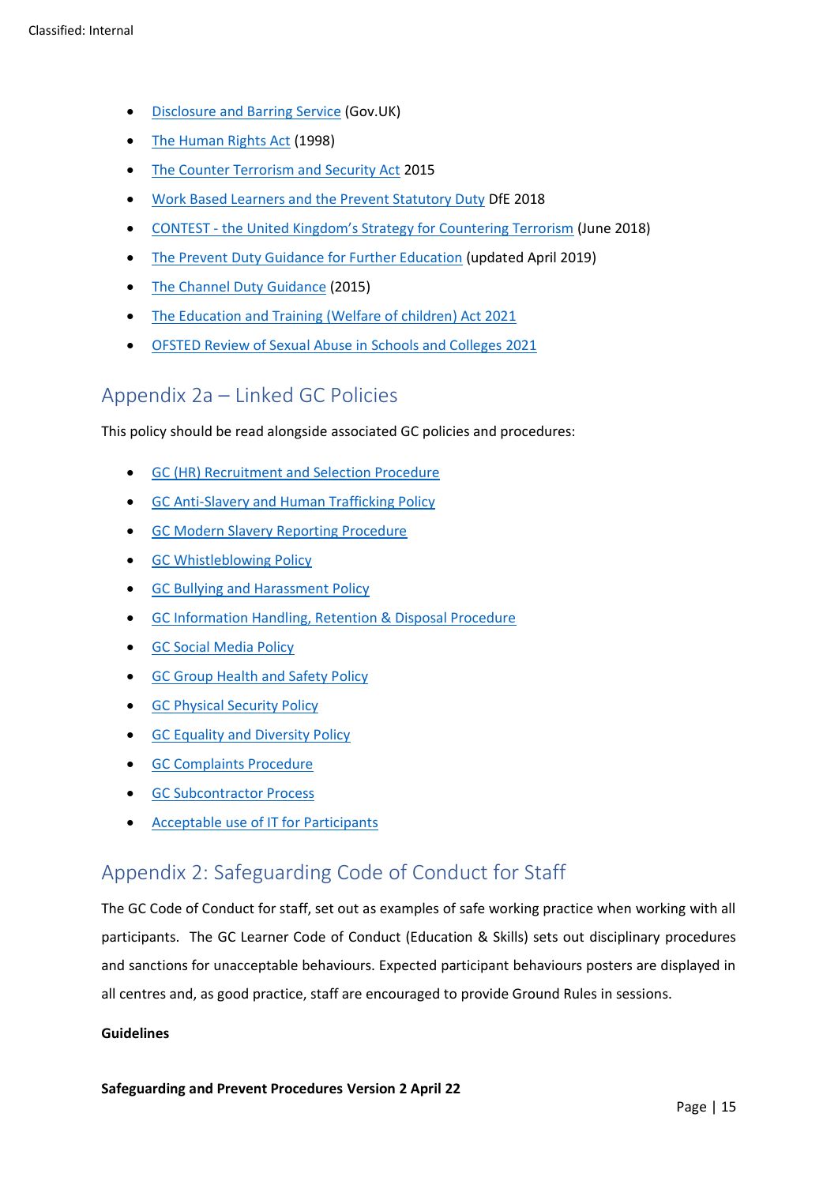- Disclosure and Barring Service (Gov.UK)
- The Human Rights Act (1998)
- The Counter Terrorism and Security Act 2015
- Work Based Learners and the Prevent Statutory Duty DfE 2018
- CONTEST - the United Kingdom's Strategy for Countering Terrorism (June 2018)
- The Prevent Duty Guidance for Further Education (updated April 2019)
- The Channel Duty Guidance (2015)
- The Education and Training (Welfare of children) Act 2021
- OFSTED Review of Sexual Abuse in Schools and Colleges 2021

## Appendix 2a – Linked GC Policies

This policy should be read alongside associated GC policies and procedures:

- GC (HR) Recruitment and Selection Procedure
- GC Anti-Slavery and Human Trafficking Policy
- GC Modern Slavery Reporting Procedure
- GC Whistleblowing Policy
- GC Bullying and Harassment Policy
- GC Information Handling, Retention & Disposal Procedure
- GC Social Media Policy
- GC Group Health and Safety Policy
- GC Physical Security Policy
- GC Equality and Diversity Policy
- GC Complaints Procedure
- GC Subcontractor Process
- Acceptable use of IT for Participants

## Appendix 2: Safeguarding Code of Conduct for Staff

The GC Code of Conduct for staff, set out as examples of safe working practice when working with all participants. The GC Learner Code of Conduct (Education & Skills) sets out disciplinary procedures and sanctions for unacceptable behaviours. Expected participant behaviours posters are displayed in all centres and, as good practice, staff are encouraged to provide Ground Rules in sessions.

**Guidelines**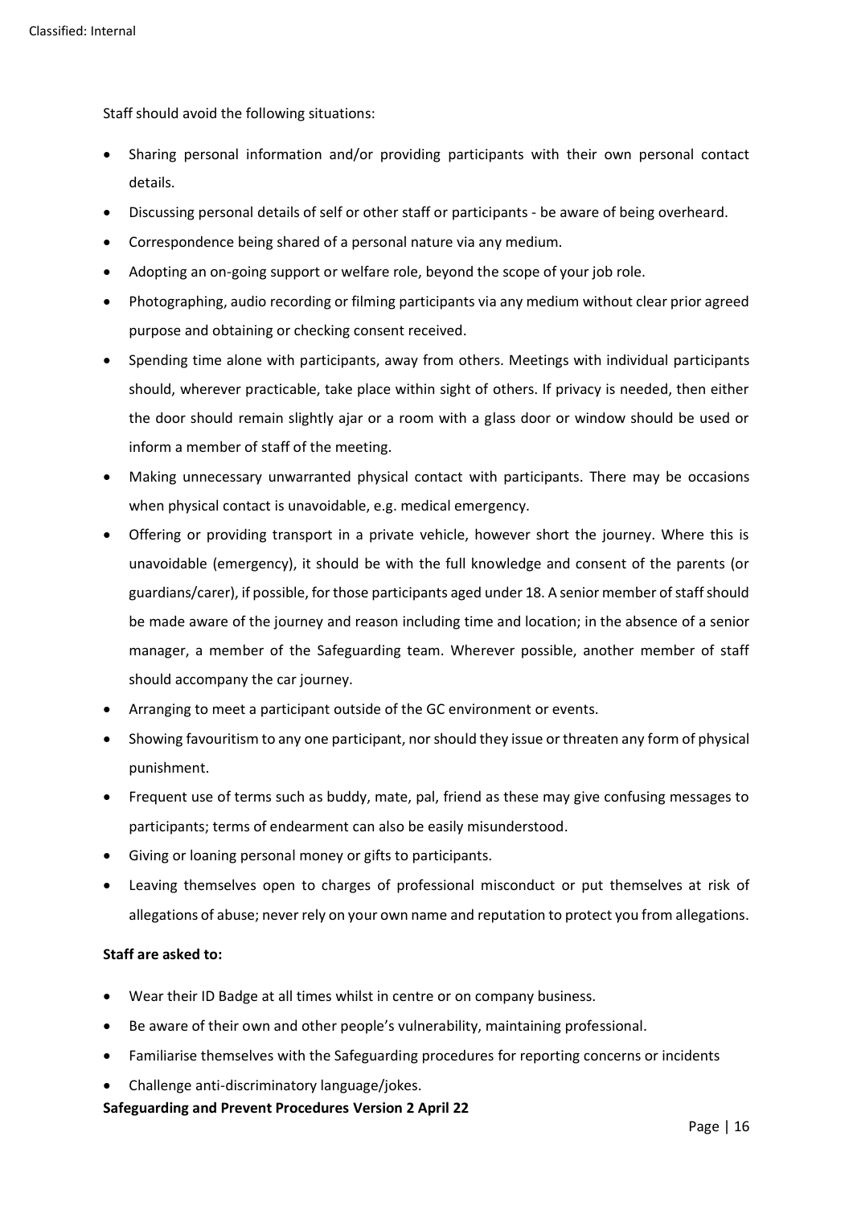Staff should avoid the following situations:

- Sharing personal information and/or providing participants with their own personal contact details.
- Discussing personal details of self or other staff or participants - be aware of being overheard.
- Correspondence being shared of a personal nature via any medium.
- Adopting an on-going support or welfare role, beyond the scope of your job role.
- Photographing, audio recording or filming participants via any medium without clear prior agreed purpose and obtaining or checking consent received.
- Spending time alone with participants, away from others. Meetings with individual participants should, wherever practicable, take place within sight of others. If privacy is needed, then either the door should remain slightly ajar or a room with a glass door or window should be used or inform a member of staff of the meeting.
- Making unnecessary unwarranted physical contact with participants. There may be occasions when physical contact is unavoidable, e.g. medical emergency.
- Offering or providing transport in a private vehicle, however short the journey. Where this is unavoidable (emergency), it should be with the full knowledge and consent of the parents (or guardians/carer), if possible, for those participants aged under 18. A senior member of staff should be made aware of the journey and reason including time and location; in the absence of a senior manager, a member of the Safeguarding team. Wherever possible, another member of staff should accompany the car journey.
- Arranging to meet a participant outside of the GC environment or events.
- Showing favouritism to any one participant, nor should they issue or threaten any form of physical punishment.
- Frequent use of terms such as buddy, mate, pal, friend as these may give confusing messages to participants; terms of endearment can also be easily misunderstood.
- Giving or loaning personal money or gifts to participants.
- Leaving themselves open to charges of professional misconduct or put themselves at risk of allegations of abuse; never rely on your own name and reputation to protect you from allegations.

**Staff are asked to:**

- Wear their ID Badge at all times whilst in centre or on company business.
- Be aware of their own and other people's vulnerability, maintaining professional.
- Familiarise themselves with the Safeguarding procedures for reporting concerns or incidents
- Challenge anti-discriminatory language/jokes.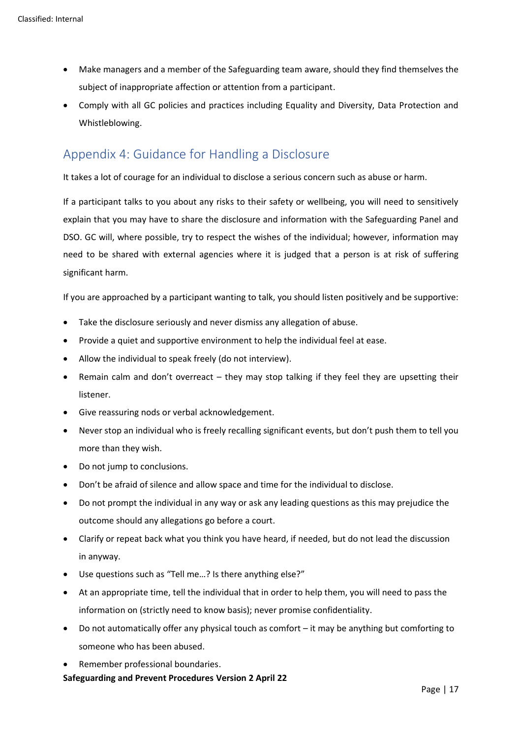- Make managers and a member of the Safeguarding team aware, should they find themselves the subject of inappropriate affection or attention from a participant.
- Comply with all GC policies and practices including Equality and Diversity, Data Protection and Whistleblowing.

## Appendix 4: Guidance for Handling a Disclosure

It takes a lot of courage for an individual to disclose a serious concern such as abuse or harm.

If a participant talks to you about any risks to their safety or wellbeing, you will need to sensitively explain that you may have to share the disclosure and information with the Safeguarding Panel and DSO. GC will, where possible, try to respect the wishes of the individual; however, information may need to be shared with external agencies where it is judged that a person is at risk of suffering significant harm.

If you are approached by a participant wanting to talk, you should listen positively and be supportive:

- Take the disclosure seriously and never dismiss any allegation of abuse.
- Provide a quiet and supportive environment to help the individual feel at ease.
- Allow the individual to speak freely (do not interview).
- Remain calm and don't overreact – they may stop talking if they feel they are upsetting their listener.
- Give reassuring nods or verbal acknowledgement.
- Never stop an individual who is freely recalling significant events, but don't push them to tell you more than they wish.
- Do not jump to conclusions.
- Don't be afraid of silence and allow space and time for the individual to disclose.
- Do not prompt the individual in any way or ask any leading questions as this may prejudice the outcome should any allegations go before a court.
- Clarify or repeat back what you think you have heard, if needed, but do not lead the discussion in anyway.
- Use questions such as "Tell me…? Is there anything else?"
- At an appropriate time, tell the individual that in order to help them, you will need to pass the information on (strictly need to know basis); never promise confidentiality.
- Do not automatically offer any physical touch as comfort – it may be anything but comforting to someone who has been abused.
- Remember professional boundaries.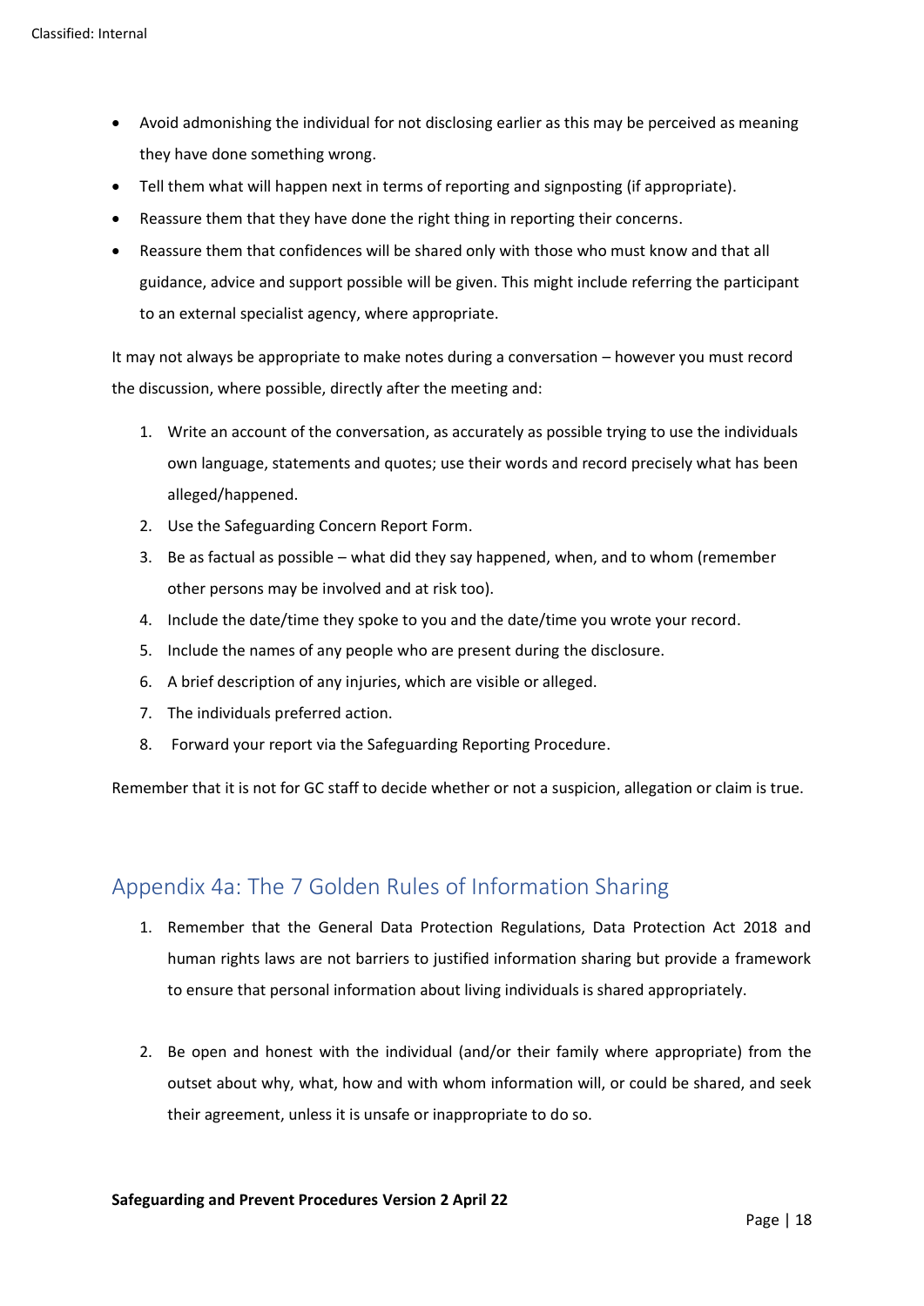- Avoid admonishing the individual for not disclosing earlier as this may be perceived as meaning they have done something wrong.
- Tell them what will happen next in terms of reporting and signposting (if appropriate).
- Reassure them that they have done the right thing in reporting their concerns.
- Reassure them that confidences will be shared only with those who must know and that all guidance, advice and support possible will be given. This might include referring the participant to an external specialist agency, where appropriate.

It may not always be appropriate to make notes during a conversation – however you must record the discussion, where possible, directly after the meeting and:

1. Write an account of the conversation, as accurately as possible trying to use the individuals own language, statements and quotes; use their words and record precisely what has been alleged/happened.
2. Use the Safeguarding Concern Report Form.
3. Be as factual as possible – what did they say happened, when, and to whom (remember other persons may be involved and at risk too).
4. Include the date/time they spoke to you and the date/time you wrote your record.
5. Include the names of any people who are present during the disclosure.
6. A brief description of any injuries, which are visible or alleged.
7. The individuals preferred action.
8. Forward your report via the Safeguarding Reporting Procedure.

Remember that it is not for GC staff to decide whether or not a suspicion, allegation or claim is true.

## Appendix 4a: The 7 Golden Rules of Information Sharing

1. Remember that the General Data Protection Regulations, Data Protection Act 2018 and human rights laws are not barriers to justified information sharing but provide a framework to ensure that personal information about living individuals is shared appropriately.

2. Be open and honest with the individual (and/or their family where appropriate) from the outset about why, what, how and with whom information will, or could be shared, and seek their agreement, unless it is unsafe or inappropriate to do so.

**Safeguarding and Prevent Procedures Version 2 April 22**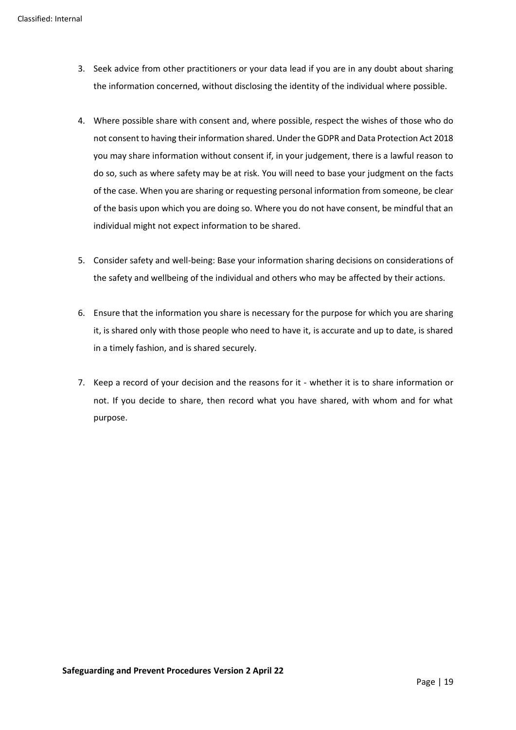3. Seek advice from other practitioners or your data lead if you are in any doubt about sharing the information concerned, without disclosing the identity of the individual where possible.

4. Where possible share with consent and, where possible, respect the wishes of those who do not consent to having their information shared. Under the GDPR and Data Protection Act 2018 you may share information without consent if, in your judgement, there is a lawful reason to do so, such as where safety may be at risk. You will need to base your judgment on the facts of the case. When you are sharing or requesting personal information from someone, be clear of the basis upon which you are doing so. Where you do not have consent, be mindful that an individual might not expect information to be shared.

5. Consider safety and well-being: Base your information sharing decisions on considerations of the safety and wellbeing of the individual and others who may be affected by their actions.

6. Ensure that the information you share is necessary for the purpose for which you are sharing it, is shared only with those people who need to have it, is accurate and up to date, is shared in a timely fashion, and is shared securely.

7. Keep a record of your decision and the reasons for it - whether it is to share information or not. If you decide to share, then record what you have shared, with whom and for what purpose.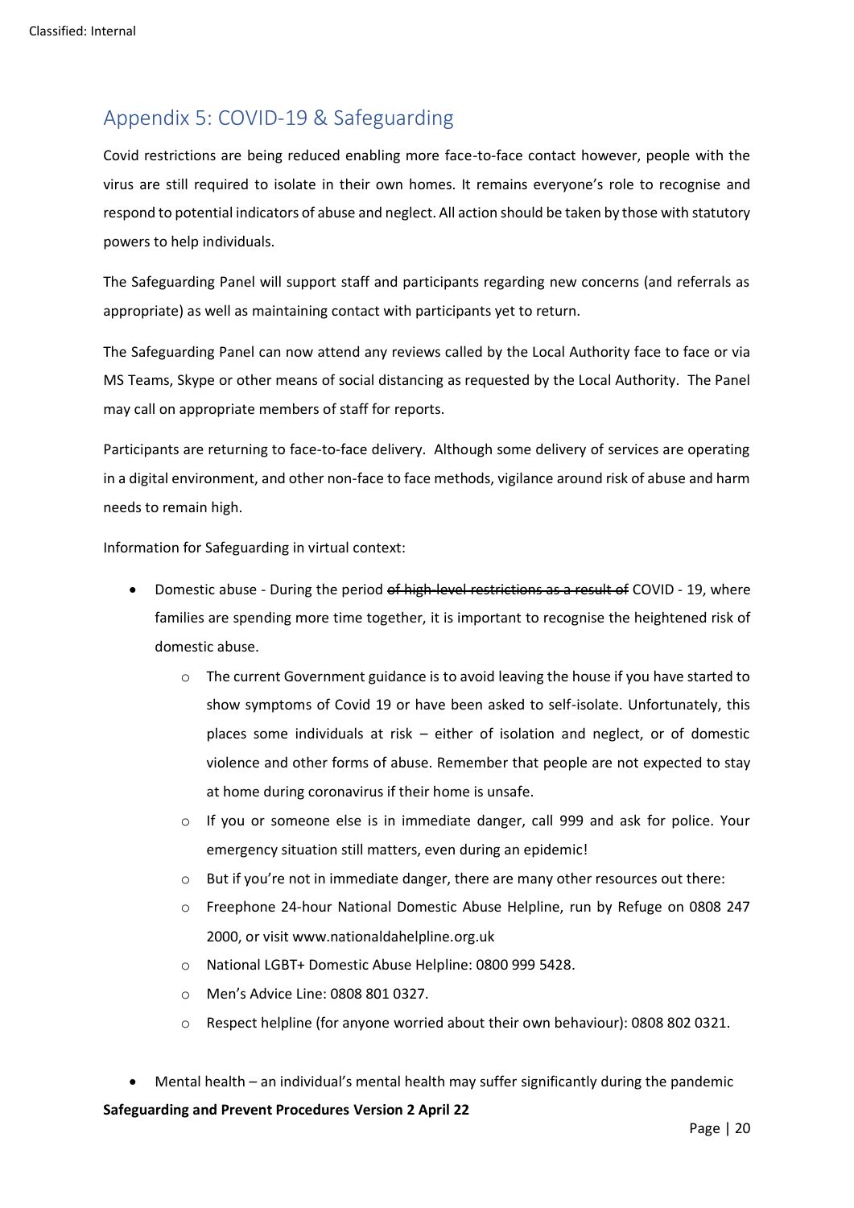## Appendix 5: COVID-19 & Safeguarding

Covid restrictions are being reduced enabling more face-to-face contact however, people with the virus are still required to isolate in their own homes. It remains everyone's role to recognise and respond to potential indicators of abuse and neglect. All action should be taken by those with statutory powers to help individuals.

The Safeguarding Panel will support staff and participants regarding new concerns (and referrals as appropriate) as well as maintaining contact with participants yet to return.

The Safeguarding Panel can now attend any reviews called by the Local Authority face to face or via MS Teams, Skype or other means of social distancing as requested by the Local Authority. The Panel may call on appropriate members of staff for reports.

Participants are returning to face-to-face delivery. Although some delivery of services are operating in a digital environment, and other non-face to face methods, vigilance around risk of abuse and harm needs to remain high.

Information for Safeguarding in virtual context:

- Domestic abuse - During the period ~~of high-level restrictions as a result of~~ COVID - 19, where families are spending more time together, it is important to recognise the heightened risk of domestic abuse.
    - The current Government guidance is to avoid leaving the house if you have started to show symptoms of Covid 19 or have been asked to self-isolate. Unfortunately, this places some individuals at risk – either of isolation and neglect, or of domestic violence and other forms of abuse. Remember that people are not expected to stay at home during coronavirus if their home is unsafe.
    - If you or someone else is in immediate danger, call 999 and ask for police. Your emergency situation still matters, even during an epidemic!
    - But if you're not in immediate danger, there are many other resources out there:
    - Freephone 24-hour National Domestic Abuse Helpline, run by Refuge on 0808 247 2000, or visit www.nationaldahelpline.org.uk
    - National LGBT+ Domestic Abuse Helpline: 0800 999 5428.
    - Men's Advice Line: 0808 801 0327.
    - Respect helpline (for anyone worried about their own behaviour): 0808 802 0321.

- Mental health – an individual's mental health may suffer significantly during the pandemic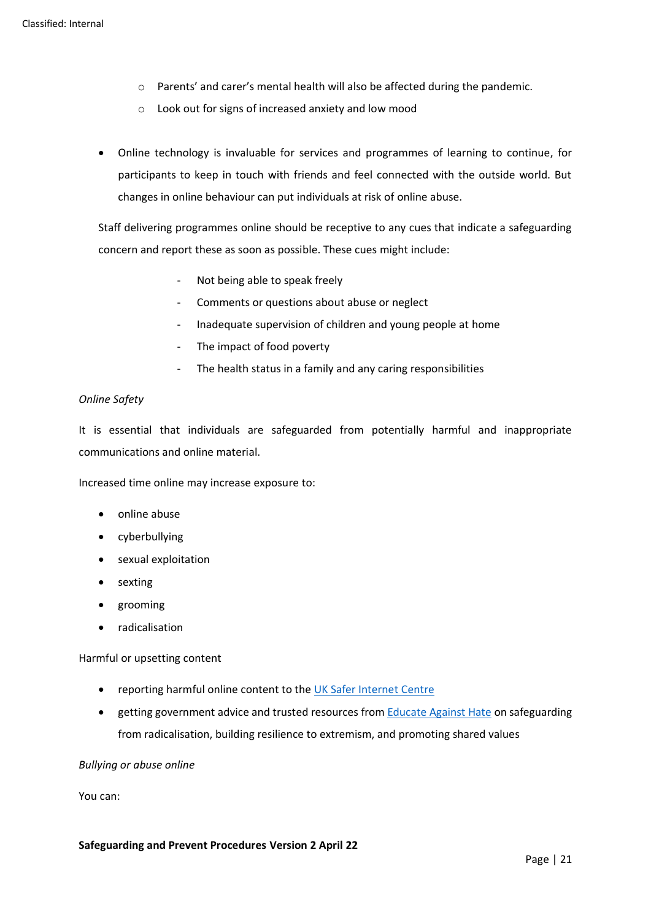- Parents' and carer's mental health will also be affected during the pandemic.
    - Look out for signs of increased anxiety and low mood

- Online technology is invaluable for services and programmes of learning to continue, for participants to keep in touch with friends and feel connected with the outside world. But changes in online behaviour can put individuals at risk of online abuse.

  Staff delivering programmes online should be receptive to any cues that indicate a safeguarding concern and report these as soon as possible. These cues might include:

  - Not being able to speak freely
  - Comments or questions about abuse or neglect
  - Inadequate supervision of children and young people at home
  - The impact of food poverty
  - The health status in a family and any caring responsibilities

*Online Safety*

It is essential that individuals are safeguarded from potentially harmful and inappropriate communications and online material.

Increased time online may increase exposure to:

- online abuse
- cyberbullying
- sexual exploitation
- sexting
- grooming
- radicalisation

Harmful or upsetting content

- reporting harmful online content to the UK Safer Internet Centre
- getting government advice and trusted resources from Educate Against Hate on safeguarding from radicalisation, building resilience to extremism, and promoting shared values

*Bullying or abuse online*

You can: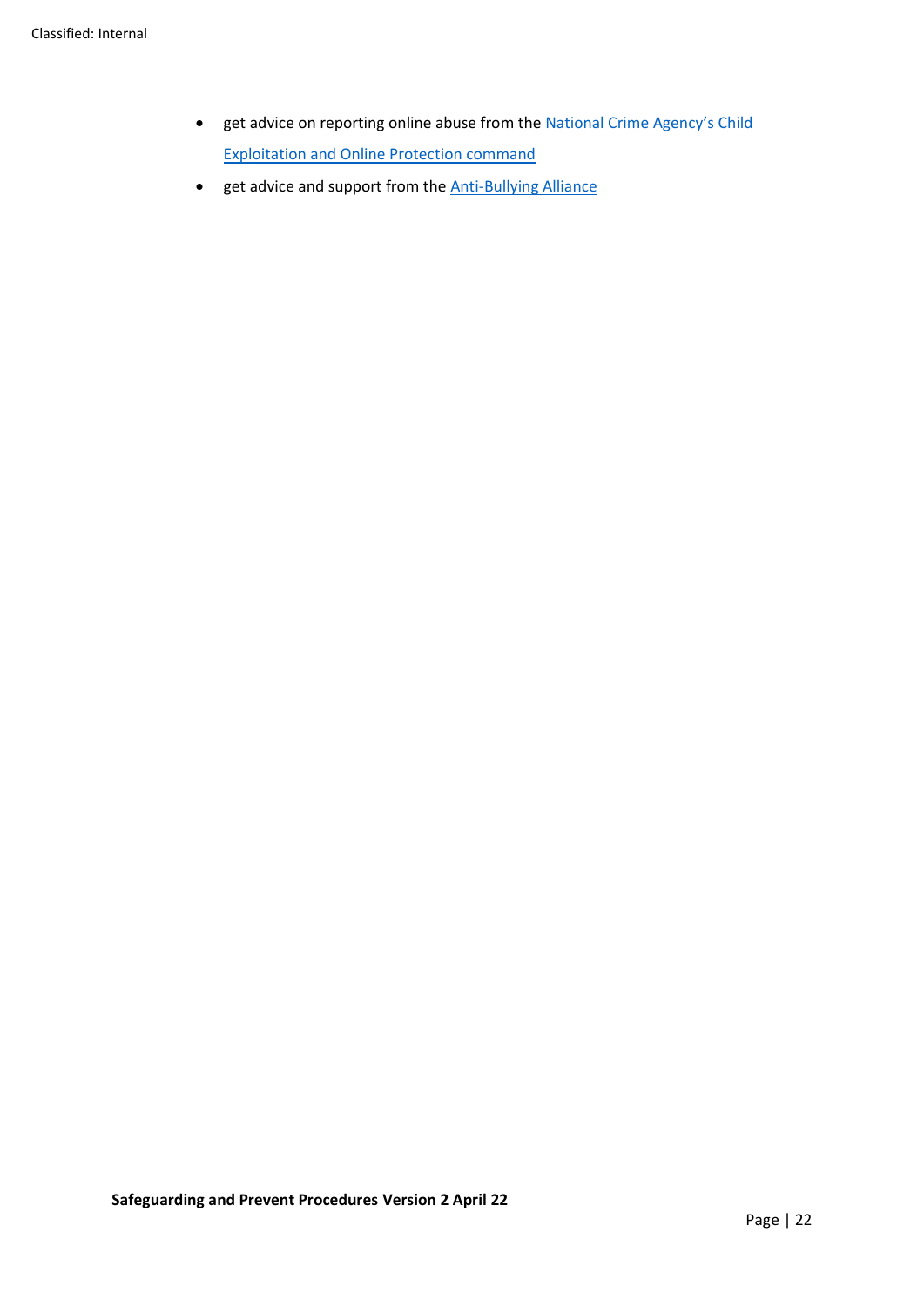- get advice on reporting online abuse from the National Crime Agency's Child Exploitation and Online Protection command
- get advice and support from the Anti-Bullying Alliance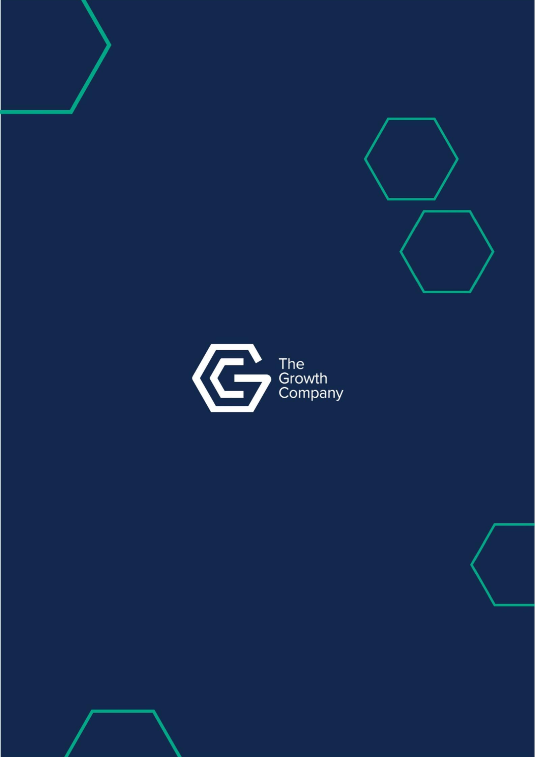The Growth Company